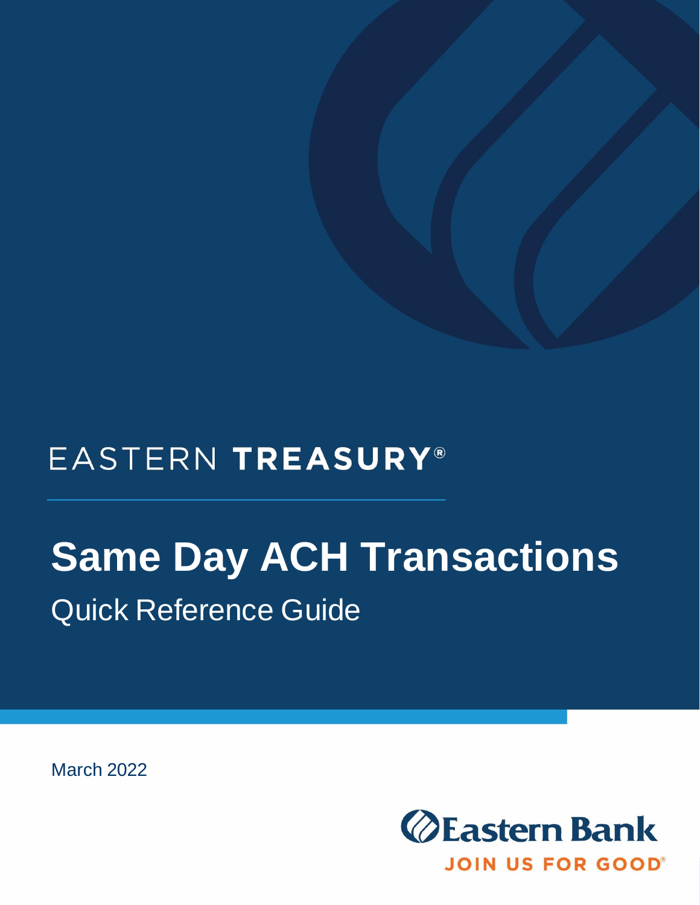EASTERN **TREASURY**®

# Same Day ACH Transactions

## Quick Reference Guide

March 2022

Eastern Bank

JOIN US FOR GOOD®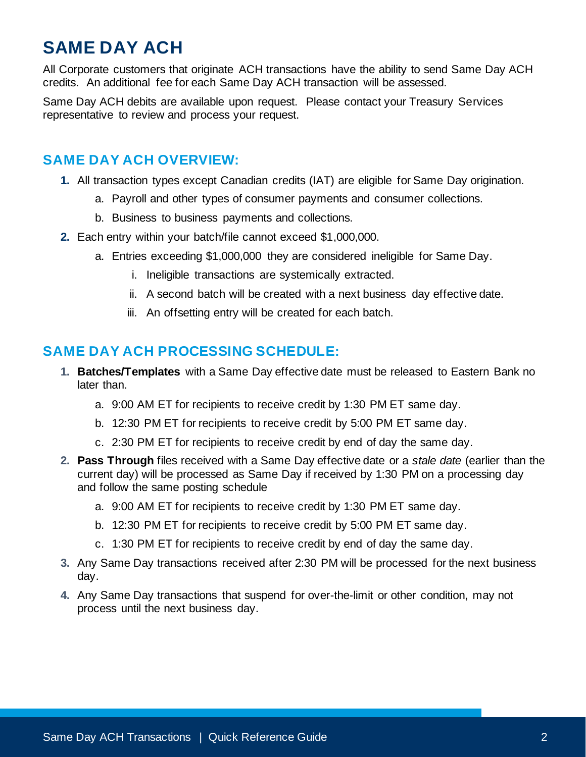# SAME DAY ACH

All Corporate customers that originate ACH transactions have the ability to send Same Day ACH credits. An additional fee for each Same Day ACH transaction will be assessed.

Same Day ACH debits are available upon request. Please contact your Treasury Services representative to review and process your request.

## SAME DAY ACH OVERVIEW:

1. All transaction types except Canadian credits (IAT) are eligible for Same Day origination.
    a. Payroll and other types of consumer payments and consumer collections.
    b. Business to business payments and collections.
2. Each entry within your batch/file cannot exceed $1,000,000.
    a. Entries exceeding $1,000,000 they are considered ineligible for Same Day.
        i. Ineligible transactions are systemically extracted.
        ii. A second batch will be created with a next business day effective date.
        iii. An offsetting entry will be created for each batch.

## SAME DAY ACH PROCESSING SCHEDULE:

1. **Batches/Templates** with a Same Day effective date must be released to Eastern Bank no later than.
    a. 9:00 AM ET for recipients to receive credit by 1:30 PM ET same day.
    b. 12:30 PM ET for recipients to receive credit by 5:00 PM ET same day.
    c. 2:30 PM ET for recipients to receive credit by end of day the same day.
2. **Pass Through** files received with a Same Day effective date or a *stale date* (earlier than the current day) will be processed as Same Day if received by 1:30 PM on a processing day and follow the same posting schedule
    a. 9:00 AM ET for recipients to receive credit by 1:30 PM ET same day.
    b. 12:30 PM ET for recipients to receive credit by 5:00 PM ET same day.
    c. 1:30 PM ET for recipients to receive credit by end of day the same day.
3. Any Same Day transactions received after 2:30 PM will be processed for the next business day.
4. Any Same Day transactions that suspend for over-the-limit or other condition, may not process until the next business day.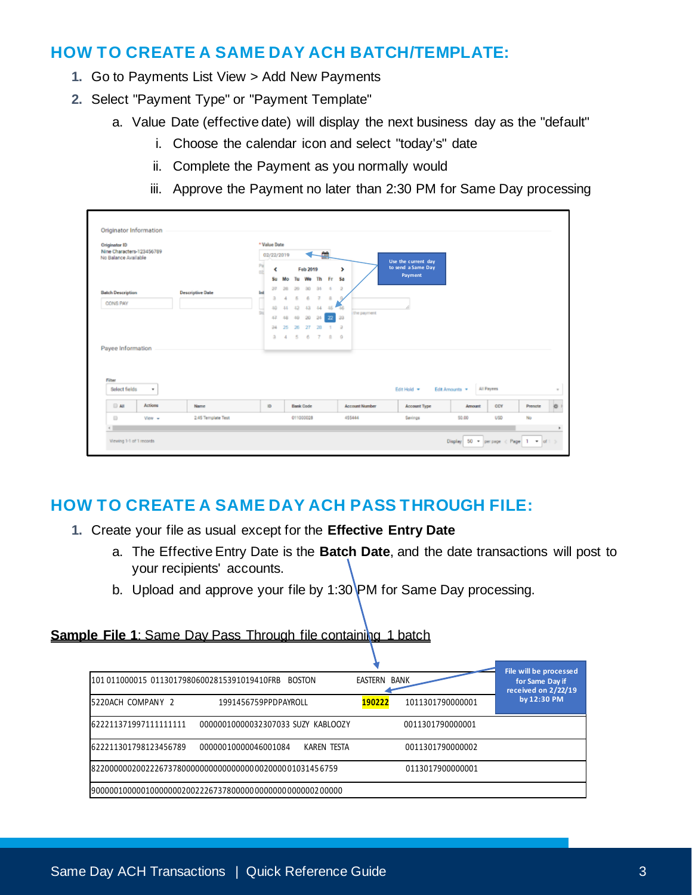## HOW TO CREATE A SAME DAY ACH BATCH/TEMPLATE:

1. Go to Payments List View > Add New Payments
2. Select "Payment Type" or "Payment Template"
   a. Value Date (effective date) will display the next business day as the "default"
      i. Choose the calendar icon and select "today's" date
      ii. Complete the Payment as you normally would
      iii. Approve the Payment no later than 2:30 PM for Same Day processing

## HOW TO CREATE A SAME DAY ACH PASS THROUGH FILE:

1. Create your file as usual except for the **Effective Entry Date**
   a. The Effective Entry Date is the **Batch Date**, and the date transactions will post to your recipients' accounts.
   b. Upload and approve your file by 1:30 PM for Same Day processing.

**Sample File 1**: Same Day Pass Through file containing 1 batch

```
101 011000015 0113017980600281539101941 0FRB BOSTON          EASTERN BANK
5220ACH COMPANY 2          1991456759PPDPAYROLL          190222   1011301790000001
622211371997111111111    0000010000032307033 SUZY KABLOOZY        0011301790000001
622211301798123456789    00000010000046001084   KAREN TESTA       0011301790000002
822000000200222673780000000000000000200000103145 6759              0113017900000001
9000001000001000000020022267378000000000000000000200000
```

File will be processed for Same Day if received on 2/22/19 by 12:30 PM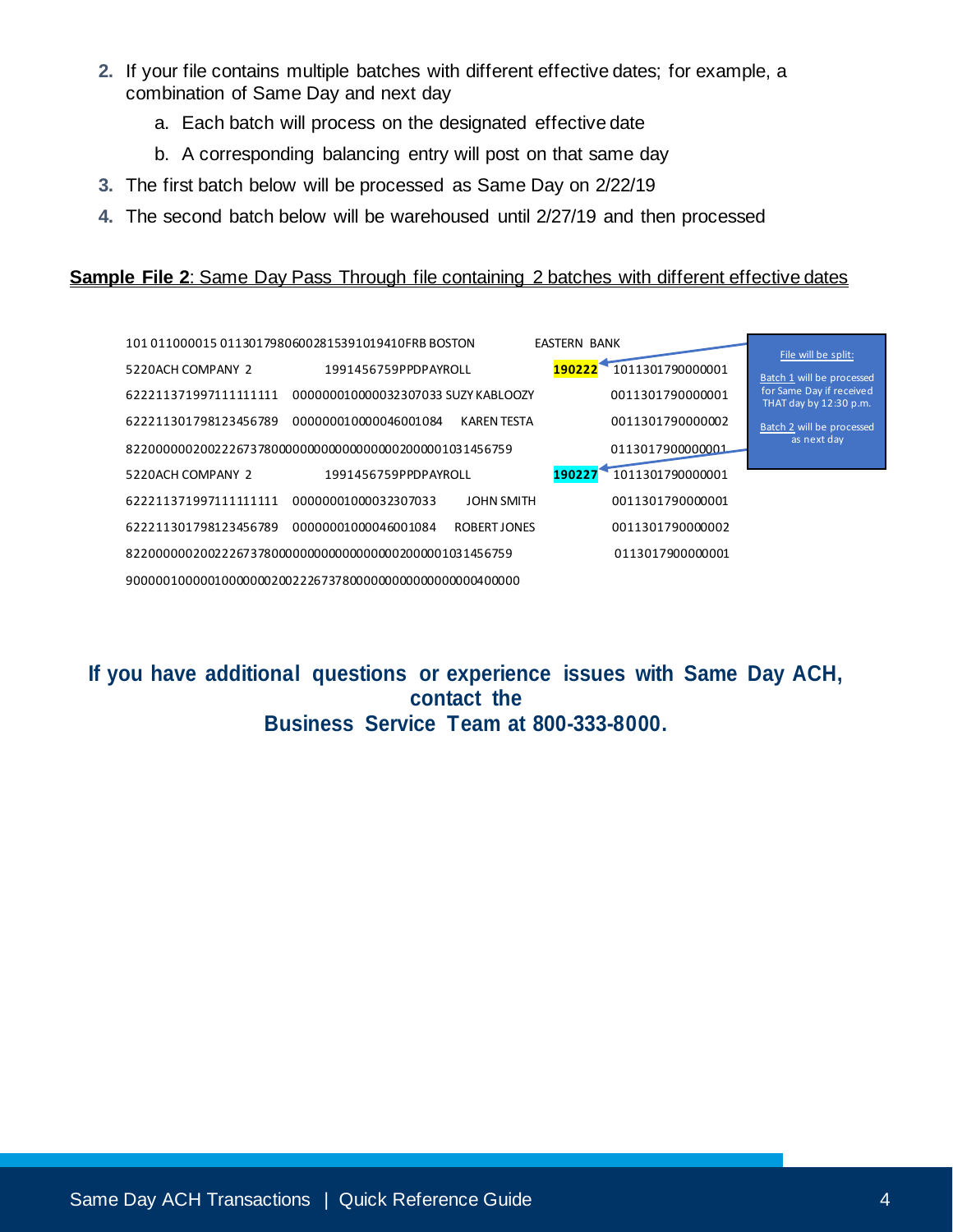2. If your file contains multiple batches with different effective dates; for example, a combination of Same Day and next day
    a. Each batch will process on the designated effective date
    b. A corresponding balancing entry will post on that same day
3. The first batch below will be processed as Same Day on 2/22/19
4. The second batch below will be warehoused until 2/27/19 and then processed

**Sample File 2**: Same Day Pass Through file containing 2 batches with different effective dates

```
101 011000015 0113017980600281539101941OFRB BOSTON              EASTERN BANK
5220ACH COMPANY 2          1991456759PPDPAYROLL              190222   1011301790000001
622211371997111111111   0000000100000323070333 SUZY KABLOOZY          0011301790000001
622211301798123456789   0000000100000460010844    KAREN TESTA          0011301790000002
82200000020022267378000000000000000000002000001031456759              0113017900000001
5220ACH COMPANY 2          1991456759PPDPAYROLL              190227   1011301790000001
622211371997111111111   00000001000032307033      JOHN SMITH          0011301790000001
622211301798123456789   00000001000046001084      ROBERT JONES        0011301790000002
82200000020022267378000000000000000000002000001031456759              0113017900000001
9000001000001000000020022267378000000000000000000400000
```

File will be split:

Batch 1 will be processed for Same Day if received THAT day by 12:30 p.m.

Batch 2 will be processed as next day

**If you have additional questions or experience issues with Same Day ACH, contact the Business Service Team at 800-333-8000.**